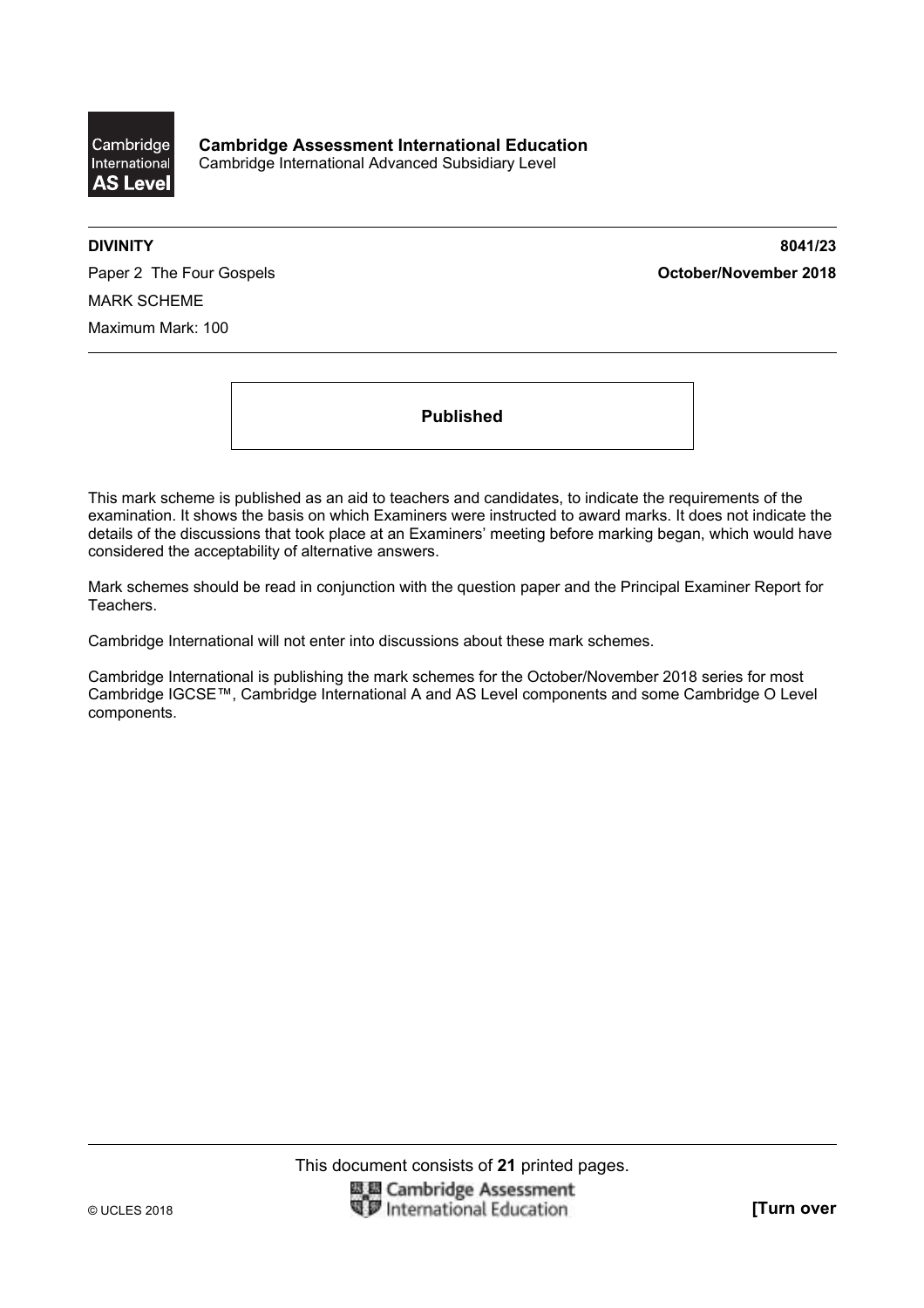**Cambridge Assessment International Education**
Cambridge International Advanced Subsidiary Level

**DIVINITY** **8041/23**

Paper 2 The Four Gospels **October/November 2018**

MARK SCHEME

Maximum Mark: 100

**Published**

This mark scheme is published as an aid to teachers and candidates, to indicate the requirements of the examination. It shows the basis on which Examiners were instructed to award marks. It does not indicate the details of the discussions that took place at an Examiners' meeting before marking began, which would have considered the acceptability of alternative answers.

Mark schemes should be read in conjunction with the question paper and the Principal Examiner Report for Teachers.

Cambridge International will not enter into discussions about these mark schemes.

Cambridge International is publishing the mark schemes for the October/November 2018 series for most Cambridge IGCSE™, Cambridge International A and AS Level components and some Cambridge O Level components.

This document consists of **21** printed pages.

© UCLES 2018 **[Turn over**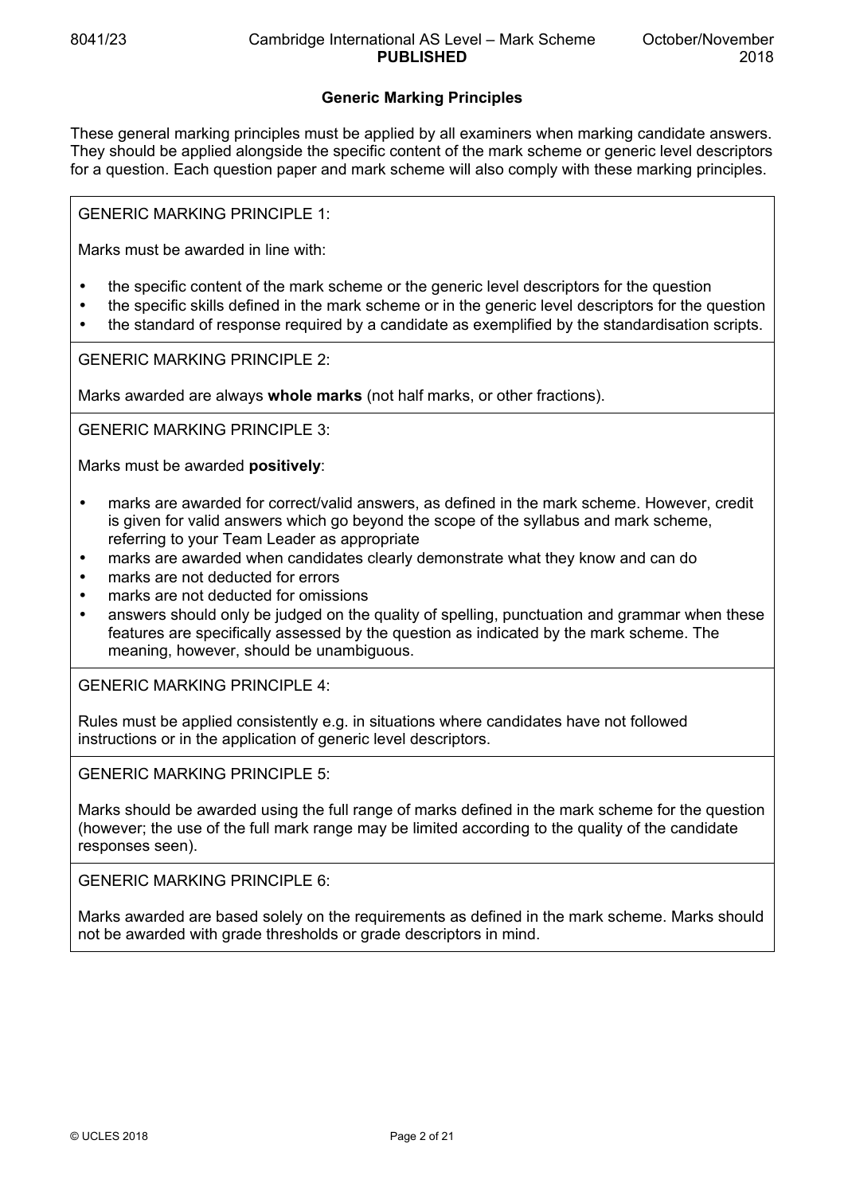## Generic Marking Principles

These general marking principles must be applied by all examiners when marking candidate answers. They should be applied alongside the specific content of the mark scheme or generic level descriptors for a question. Each question paper and mark scheme will also comply with these marking principles.

GENERIC MARKING PRINCIPLE 1:

Marks must be awarded in line with:

- the specific content of the mark scheme or the generic level descriptors for the question
- the specific skills defined in the mark scheme or in the generic level descriptors for the question
- the standard of response required by a candidate as exemplified by the standardisation scripts.

GENERIC MARKING PRINCIPLE 2:

Marks awarded are always **whole marks** (not half marks, or other fractions).

GENERIC MARKING PRINCIPLE 3:

Marks must be awarded **positively**:

- marks are awarded for correct/valid answers, as defined in the mark scheme. However, credit is given for valid answers which go beyond the scope of the syllabus and mark scheme, referring to your Team Leader as appropriate
- marks are awarded when candidates clearly demonstrate what they know and can do
- marks are not deducted for errors
- marks are not deducted for omissions
- answers should only be judged on the quality of spelling, punctuation and grammar when these features are specifically assessed by the question as indicated by the mark scheme. The meaning, however, should be unambiguous.

GENERIC MARKING PRINCIPLE 4:

Rules must be applied consistently e.g. in situations where candidates have not followed instructions or in the application of generic level descriptors.

GENERIC MARKING PRINCIPLE 5:

Marks should be awarded using the full range of marks defined in the mark scheme for the question (however; the use of the full mark range may be limited according to the quality of the candidate responses seen).

GENERIC MARKING PRINCIPLE 6:

Marks awarded are based solely on the requirements as defined in the mark scheme. Marks should not be awarded with grade thresholds or grade descriptors in mind.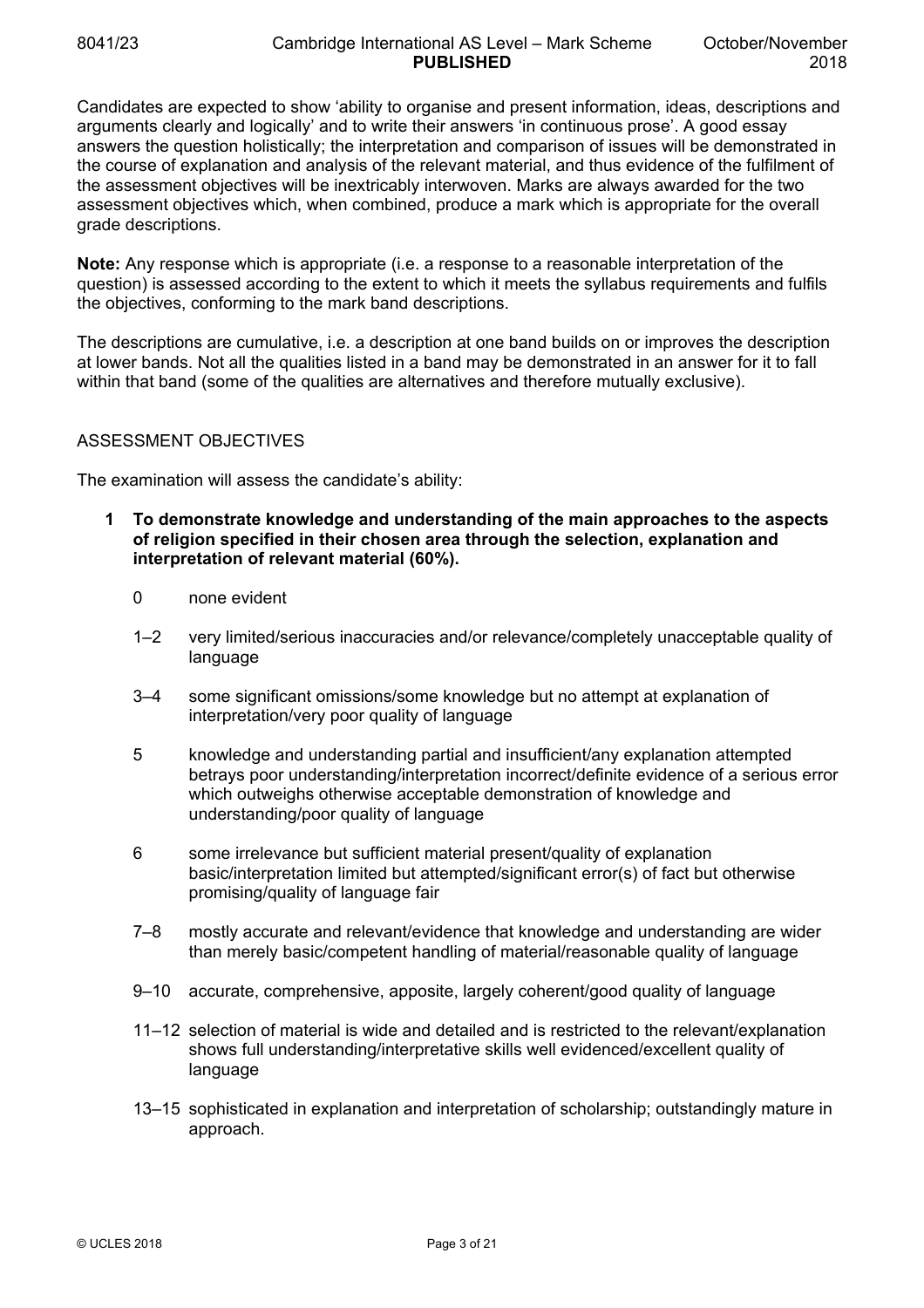Candidates are expected to show 'ability to organise and present information, ideas, descriptions and arguments clearly and logically' and to write their answers 'in continuous prose'. A good essay answers the question holistically; the interpretation and comparison of issues will be demonstrated in the course of explanation and analysis of the relevant material, and thus evidence of the fulfilment of the assessment objectives will be inextricably interwoven. Marks are always awarded for the two assessment objectives which, when combined, produce a mark which is appropriate for the overall grade descriptions.

**Note:** Any response which is appropriate (i.e. a response to a reasonable interpretation of the question) is assessed according to the extent to which it meets the syllabus requirements and fulfils the objectives, conforming to the mark band descriptions.

The descriptions are cumulative, i.e. a description at one band builds on or improves the description at lower bands. Not all the qualities listed in a band may be demonstrated in an answer for it to fall within that band (some of the qualities are alternatives and therefore mutually exclusive).

ASSESSMENT OBJECTIVES

The examination will assess the candidate's ability:

**1 To demonstrate knowledge and understanding of the main approaches to the aspects of religion specified in their chosen area through the selection, explanation and interpretation of relevant material (60%).**

- 0 none evident
- 1–2 very limited/serious inaccuracies and/or relevance/completely unacceptable quality of language
- 3–4 some significant omissions/some knowledge but no attempt at explanation of interpretation/very poor quality of language
- 5 knowledge and understanding partial and insufficient/any explanation attempted betrays poor understanding/interpretation incorrect/definite evidence of a serious error which outweighs otherwise acceptable demonstration of knowledge and understanding/poor quality of language
- 6 some irrelevance but sufficient material present/quality of explanation basic/interpretation limited but attempted/significant error(s) of fact but otherwise promising/quality of language fair
- 7–8 mostly accurate and relevant/evidence that knowledge and understanding are wider than merely basic/competent handling of material/reasonable quality of language
- 9–10 accurate, comprehensive, apposite, largely coherent/good quality of language
- 11–12 selection of material is wide and detailed and is restricted to the relevant/explanation shows full understanding/interpretative skills well evidenced/excellent quality of language
- 13–15 sophisticated in explanation and interpretation of scholarship; outstandingly mature in approach.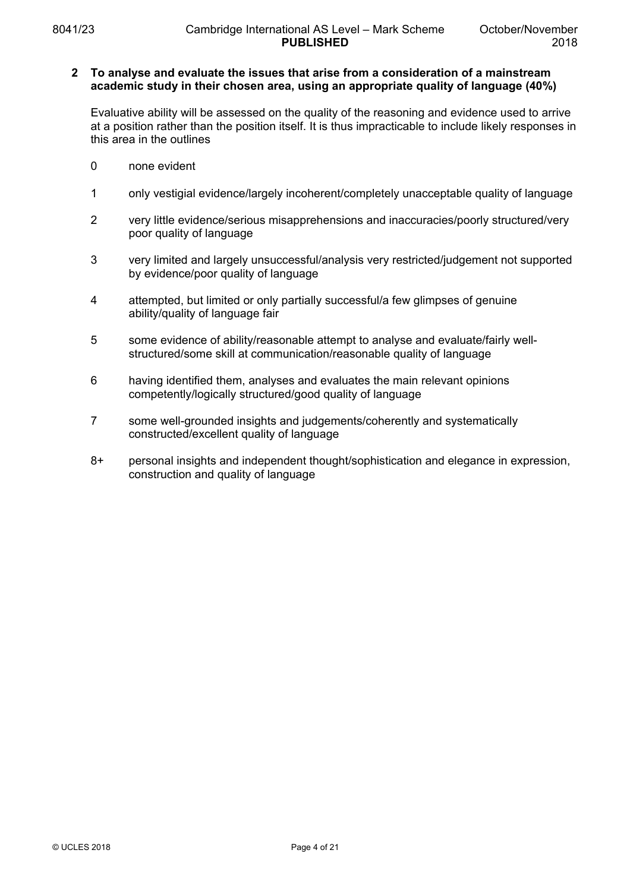**2 To analyse and evaluate the issues that arise from a consideration of a mainstream academic study in their chosen area, using an appropriate quality of language (40%)**

Evaluative ability will be assessed on the quality of the reasoning and evidence used to arrive at a position rather than the position itself. It is thus impracticable to include likely responses in this area in the outlines

| | |
|---|---|
| 0 | none evident |
| 1 | only vestigial evidence/largely incoherent/completely unacceptable quality of language |
| 2 | very little evidence/serious misapprehensions and inaccuracies/poorly structured/very poor quality of language |
| 3 | very limited and largely unsuccessful/analysis very restricted/judgement not supported by evidence/poor quality of language |
| 4 | attempted, but limited or only partially successful/a few glimpses of genuine ability/quality of language fair |
| 5 | some evidence of ability/reasonable attempt to analyse and evaluate/fairly well-structured/some skill at communication/reasonable quality of language |
| 6 | having identified them, analyses and evaluates the main relevant opinions competently/logically structured/good quality of language |
| 7 | some well-grounded insights and judgements/coherently and systematically constructed/excellent quality of language |
| 8+ | personal insights and independent thought/sophistication and elegance in expression, construction and quality of language |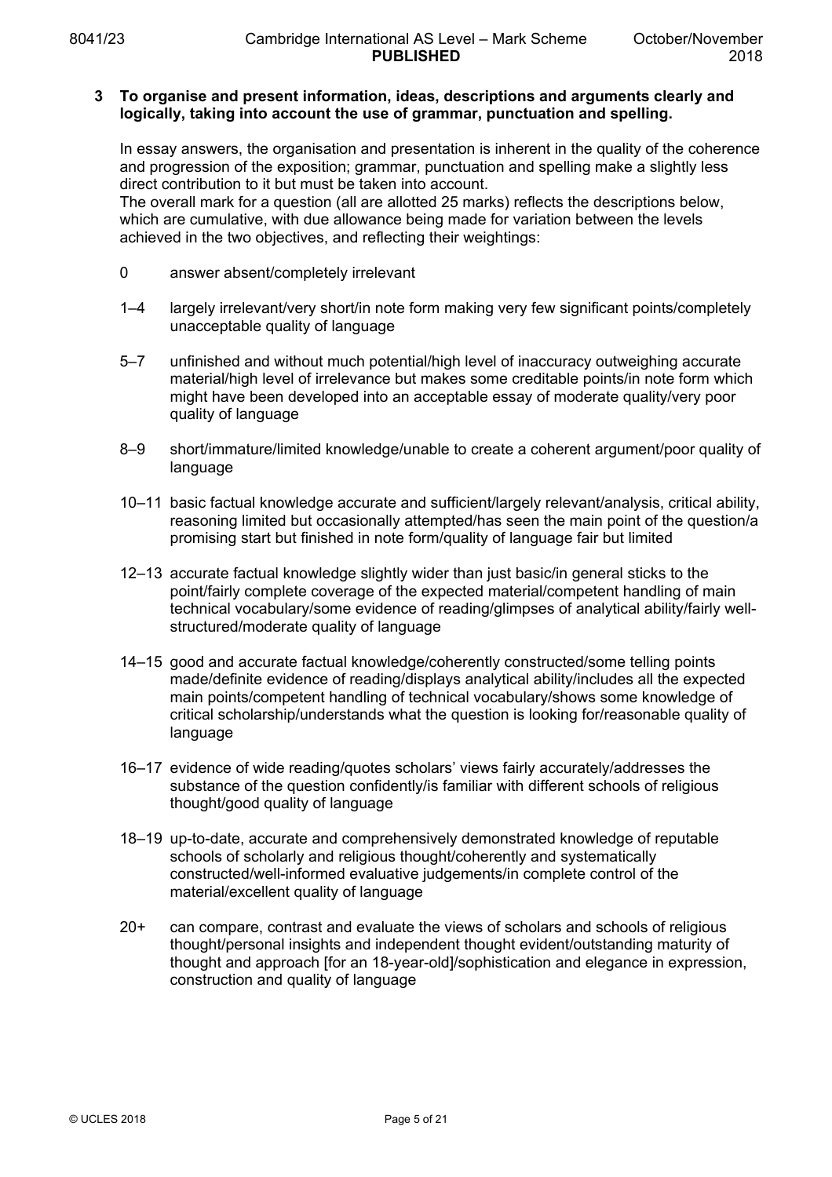**3 To organise and present information, ideas, descriptions and arguments clearly and logically, taking into account the use of grammar, punctuation and spelling.**

In essay answers, the organisation and presentation is inherent in the quality of the coherence and progression of the exposition; grammar, punctuation and spelling make a slightly less direct contribution to it but must be taken into account.
The overall mark for a question (all are allotted 25 marks) reflects the descriptions below, which are cumulative, with due allowance being made for variation between the levels achieved in the two objectives, and reflecting their weightings:

| | |
|---|---|
| 0 | answer absent/completely irrelevant |
| 1–4 | largely irrelevant/very short/in note form making very few significant points/completely unacceptable quality of language |
| 5–7 | unfinished and without much potential/high level of inaccuracy outweighing accurate material/high level of irrelevance but makes some creditable points/in note form which might have been developed into an acceptable essay of moderate quality/very poor quality of language |
| 8–9 | short/immature/limited knowledge/unable to create a coherent argument/poor quality of language |
| 10–11 | basic factual knowledge accurate and sufficient/largely relevant/analysis, critical ability, reasoning limited but occasionally attempted/has seen the main point of the question/a promising start but finished in note form/quality of language fair but limited |
| 12–13 | accurate factual knowledge slightly wider than just basic/in general sticks to the point/fairly complete coverage of the expected material/competent handling of main technical vocabulary/some evidence of reading/glimpses of analytical ability/fairly well-structured/moderate quality of language |
| 14–15 | good and accurate factual knowledge/coherently constructed/some telling points made/definite evidence of reading/displays analytical ability/includes all the expected main points/competent handling of technical vocabulary/shows some knowledge of critical scholarship/understands what the question is looking for/reasonable quality of language |
| 16–17 | evidence of wide reading/quotes scholars' views fairly accurately/addresses the substance of the question confidently/is familiar with different schools of religious thought/good quality of language |
| 18–19 | up-to-date, accurate and comprehensively demonstrated knowledge of reputable schools of scholarly and religious thought/coherently and systematically constructed/well-informed evaluative judgements/in complete control of the material/excellent quality of language |
| 20+ | can compare, contrast and evaluate the views of scholars and schools of religious thought/personal insights and independent thought evident/outstanding maturity of thought and approach [for an 18-year-old]/sophistication and elegance in expression, construction and quality of language |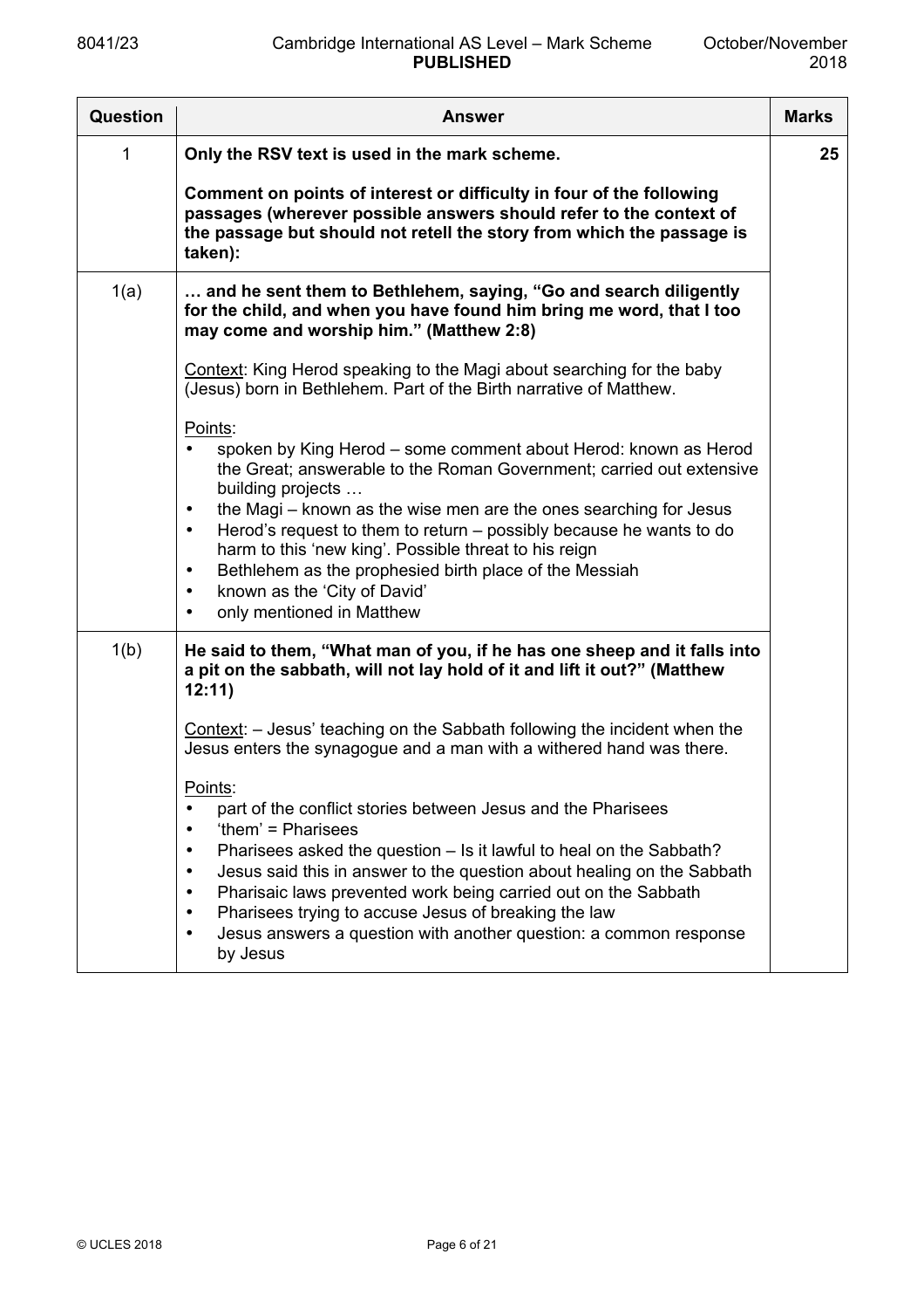| Question | Answer | Marks |
|---|---|---|
| 1 | **Only the RSV text is used in the mark scheme.**<br><br>**Comment on points of interest or difficulty in four of the following passages (wherever possible answers should refer to the context of the passage but should not retell the story from which the passage is taken):** | **25** |
| 1(a) | **… and he sent them to Bethlehem, saying, "Go and search diligently for the child, and when you have found him bring me word, that I too may come and worship him." (Matthew 2:8)**<br><br>Context: King Herod speaking to the Magi about searching for the baby (Jesus) born in Bethlehem. Part of the Birth narrative of Matthew.<br><br>Points:<br>• spoken by King Herod – some comment about Herod: known as Herod the Great; answerable to the Roman Government; carried out extensive building projects …<br>• the Magi – known as the wise men are the ones searching for Jesus<br>• Herod's request to them to return – possibly because he wants to do harm to this 'new king'. Possible threat to his reign<br>• Bethlehem as the prophesied birth place of the Messiah<br>• known as the 'City of David'<br>• only mentioned in Matthew | |
| 1(b) | **He said to them, "What man of you, if he has one sheep and it falls into a pit on the sabbath, will not lay hold of it and lift it out?" (Matthew 12:11)**<br><br>Context: – Jesus' teaching on the Sabbath following the incident when the Jesus enters the synagogue and a man with a withered hand was there.<br><br>Points:<br>• part of the conflict stories between Jesus and the Pharisees<br>• 'them' = Pharisees<br>• Pharisees asked the question – Is it lawful to heal on the Sabbath?<br>• Jesus said this in answer to the question about healing on the Sabbath<br>• Pharisaic laws prevented work being carried out on the Sabbath<br>• Pharisees trying to accuse Jesus of breaking the law<br>• Jesus answers a question with another question: a common response by Jesus | |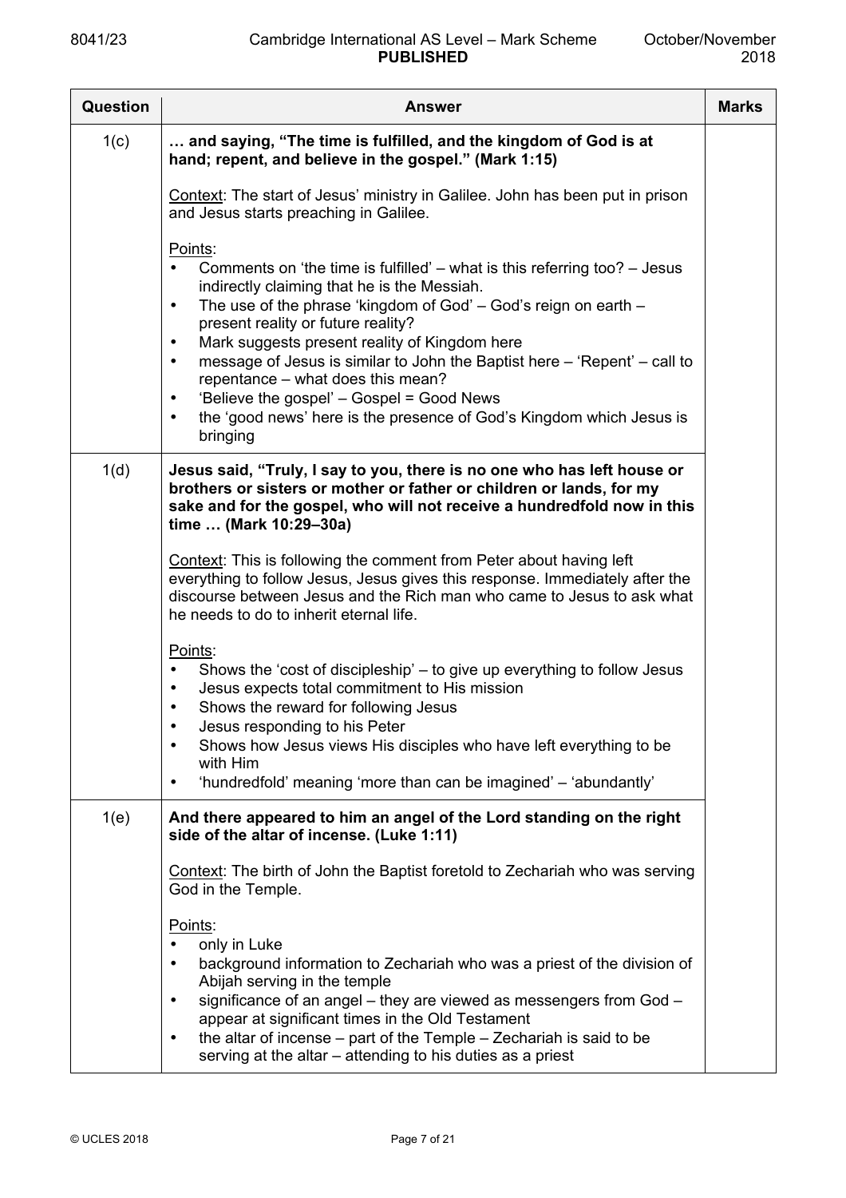| Question | Answer | Marks |
|---|---|---|
| 1(c) | **… and saying, "The time is fulfilled, and the kingdom of God is at hand; repent, and believe in the gospel." (Mark 1:15)**<br><br><u>Context</u>: The start of Jesus' ministry in Galilee. John has been put in prison and Jesus starts preaching in Galilee.<br><br><u>Points</u>:<br>• Comments on 'the time is fulfilled' – what is this referring too? – Jesus indirectly claiming that he is the Messiah.<br>• The use of the phrase 'kingdom of God' – God's reign on earth – present reality or future reality?<br>• Mark suggests present reality of Kingdom here<br>• message of Jesus is similar to John the Baptist here – 'Repent' – call to repentance – what does this mean?<br>• 'Believe the gospel' – Gospel = Good News<br>• the 'good news' here is the presence of God's Kingdom which Jesus is bringing | |
| 1(d) | **Jesus said, "Truly, I say to you, there is no one who has left house or brothers or sisters or mother or father or children or lands, for my sake and for the gospel, who will not receive a hundredfold now in this time … (Mark 10:29–30a)**<br><br><u>Context</u>: This is following the comment from Peter about having left everything to follow Jesus, Jesus gives this response. Immediately after the discourse between Jesus and the Rich man who came to Jesus to ask what he needs to do to inherit eternal life.<br><br><u>Points</u>:<br>• Shows the 'cost of discipleship' – to give up everything to follow Jesus<br>• Jesus expects total commitment to His mission<br>• Shows the reward for following Jesus<br>• Jesus responding to his Peter<br>• Shows how Jesus views His disciples who have left everything to be with Him<br>• 'hundredfold' meaning 'more than can be imagined' – 'abundantly' | |
| 1(e) | **And there appeared to him an angel of the Lord standing on the right side of the altar of incense. (Luke 1:11)**<br><br><u>Context</u>: The birth of John the Baptist foretold to Zechariah who was serving God in the Temple.<br><br><u>Points</u>:<br>• only in Luke<br>• background information to Zechariah who was a priest of the division of Abijah serving in the temple<br>• significance of an angel – they are viewed as messengers from God – appear at significant times in the Old Testament<br>• the altar of incense – part of the Temple – Zechariah is said to be serving at the altar – attending to his duties as a priest | |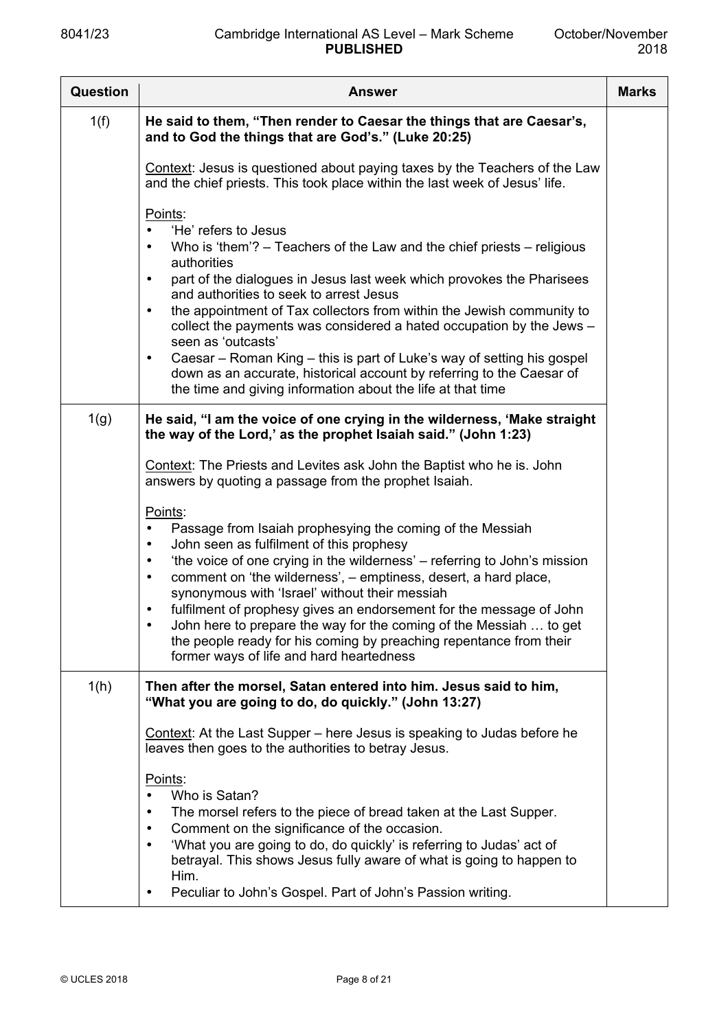| Question | Answer | Marks |
|---|---|---|
| 1(f) | **He said to them, "Then render to Caesar the things that are Caesar's, and to God the things that are God's." (Luke 20:25)**<br><br>Context: Jesus is questioned about paying taxes by the Teachers of the Law and the chief priests. This took place within the last week of Jesus' life.<br><br>Points:<br>• 'He' refers to Jesus<br>• Who is 'them'? – Teachers of the Law and the chief priests – religious authorities<br>• part of the dialogues in Jesus last week which provokes the Pharisees and authorities to seek to arrest Jesus<br>• the appointment of Tax collectors from within the Jewish community to collect the payments was considered a hated occupation by the Jews – seen as 'outcasts'<br>• Caesar – Roman King – this is part of Luke's way of setting his gospel down as an accurate, historical account by referring to the Caesar of the time and giving information about the life at that time | |
| 1(g) | **He said, "I am the voice of one crying in the wilderness, 'Make straight the way of the Lord,' as the prophet Isaiah said." (John 1:23)**<br><br>Context: The Priests and Levites ask John the Baptist who he is. John answers by quoting a passage from the prophet Isaiah.<br><br>Points:<br>• Passage from Isaiah prophesying the coming of the Messiah<br>• John seen as fulfilment of this prophesy<br>• 'the voice of one crying in the wilderness' – referring to John's mission<br>• comment on 'the wilderness', – emptiness, desert, a hard place, synonymous with 'Israel' without their messiah<br>• fulfilment of prophesy gives an endorsement for the message of John<br>• John here to prepare the way for the coming of the Messiah … to get the people ready for his coming by preaching repentance from their former ways of life and hard heartedness | |
| 1(h) | **Then after the morsel, Satan entered into him. Jesus said to him, "What you are going to do, do quickly." (John 13:27)**<br><br>Context: At the Last Supper – here Jesus is speaking to Judas before he leaves then goes to the authorities to betray Jesus.<br><br>Points:<br>• Who is Satan?<br>• The morsel refers to the piece of bread taken at the Last Supper.<br>• Comment on the significance of the occasion.<br>• 'What you are going to do, do quickly' is referring to Judas' act of betrayal. This shows Jesus fully aware of what is going to happen to Him.<br>• Peculiar to John's Gospel. Part of John's Passion writing. | |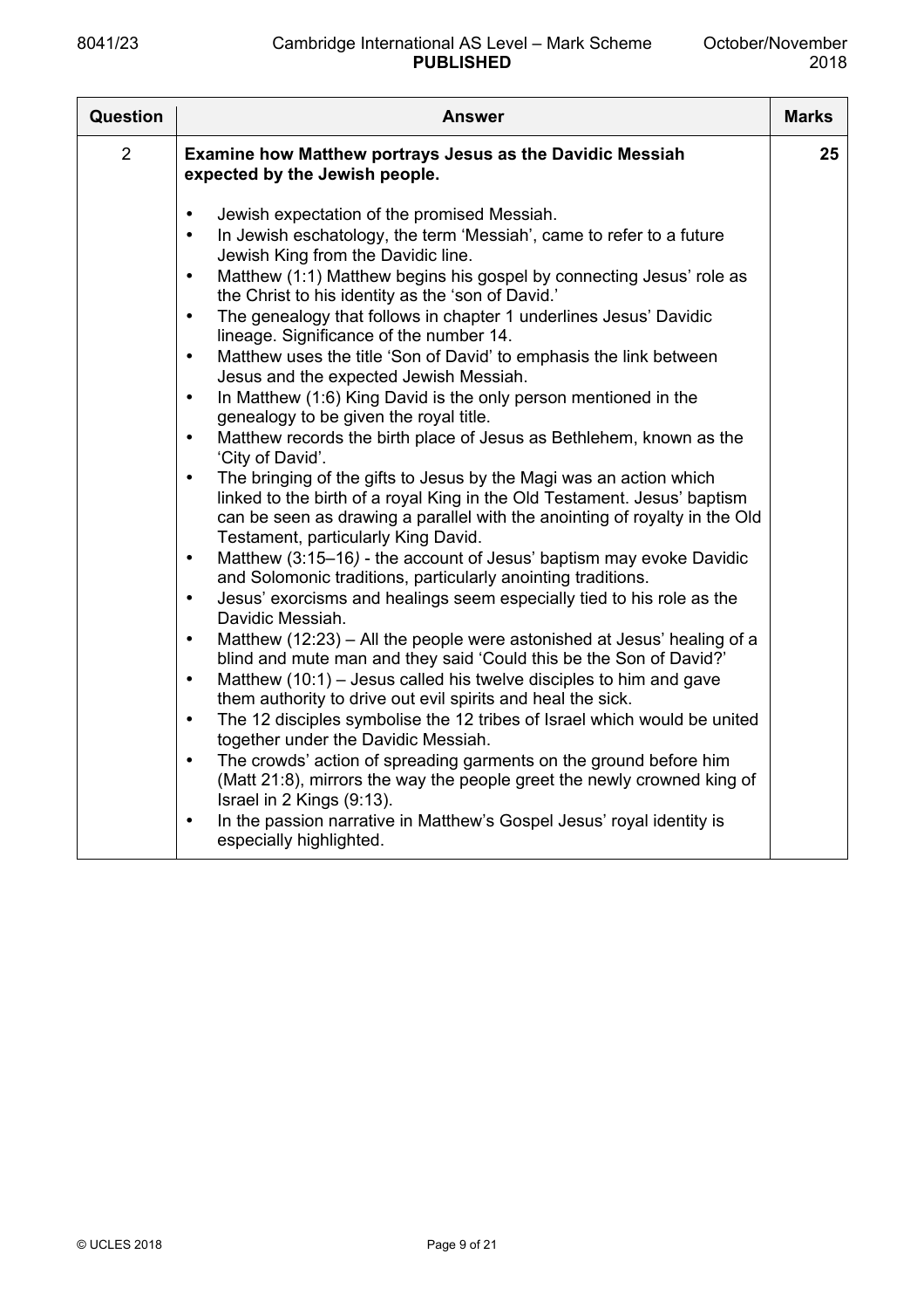| Question | Answer | Marks |
|---|---|---|
| 2 | **Examine how Matthew portrays Jesus as the Davidic Messiah expected by the Jewish people.**<br><br>• Jewish expectation of the promised Messiah.<br>• In Jewish eschatology, the term 'Messiah', came to refer to a future Jewish King from the Davidic line.<br>• Matthew (1:1) Matthew begins his gospel by connecting Jesus' role as the Christ to his identity as the 'son of David.'<br>• The genealogy that follows in chapter 1 underlines Jesus' Davidic lineage. Significance of the number 14.<br>• Matthew uses the title 'Son of David' to emphasis the link between Jesus and the expected Jewish Messiah.<br>• In Matthew (1:6) King David is the only person mentioned in the genealogy to be given the royal title.<br>• Matthew records the birth place of Jesus as Bethlehem, known as the 'City of David'.<br>• The bringing of the gifts to Jesus by the Magi was an action which linked to the birth of a royal King in the Old Testament. Jesus' baptism can be seen as drawing a parallel with the anointing of royalty in the Old Testament, particularly King David.<br>• Matthew (3:15–16) - the account of Jesus' baptism may evoke Davidic and Solomonic traditions, particularly anointing traditions.<br>• Jesus' exorcisms and healings seem especially tied to his role as the Davidic Messiah.<br>• Matthew (12:23) – All the people were astonished at Jesus' healing of a blind and mute man and they said 'Could this be the Son of David?'<br>• Matthew (10:1) – Jesus called his twelve disciples to him and gave them authority to drive out evil spirits and heal the sick.<br>• The 12 disciples symbolise the 12 tribes of Israel which would be united together under the Davidic Messiah.<br>• The crowds' action of spreading garments on the ground before him (Matt 21:8), mirrors the way the people greet the newly crowned king of Israel in 2 Kings (9:13).<br>• In the passion narrative in Matthew's Gospel Jesus' royal identity is especially highlighted. | 25 |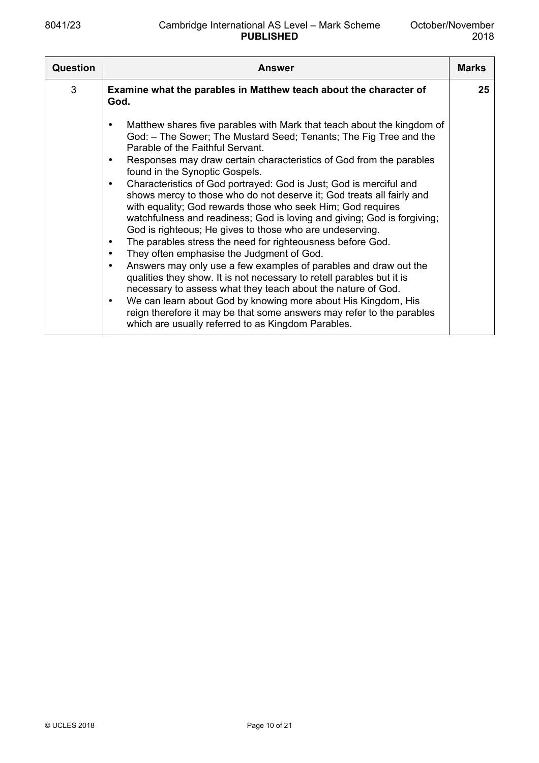| Question | Answer | Marks |
|---|---|---|
| 3 | **Examine what the parables in Matthew teach about the character of God.**<br><br>• Matthew shares five parables with Mark that teach about the kingdom of God: – The Sower; The Mustard Seed; Tenants; The Fig Tree and the Parable of the Faithful Servant.<br>• Responses may draw certain characteristics of God from the parables found in the Synoptic Gospels.<br>• Characteristics of God portrayed: God is Just; God is merciful and shows mercy to those who do not deserve it; God treats all fairly and with equality; God rewards those who seek Him; God requires watchfulness and readiness; God is loving and giving; God is forgiving; God is righteous; He gives to those who are undeserving.<br>• The parables stress the need for righteousness before God.<br>• They often emphasise the Judgment of God.<br>• Answers may only use a few examples of parables and draw out the qualities they show. It is not necessary to retell parables but it is necessary to assess what they teach about the nature of God.<br>• We can learn about God by knowing more about His Kingdom, His reign therefore it may be that some answers may refer to the parables which are usually referred to as Kingdom Parables. | 25 |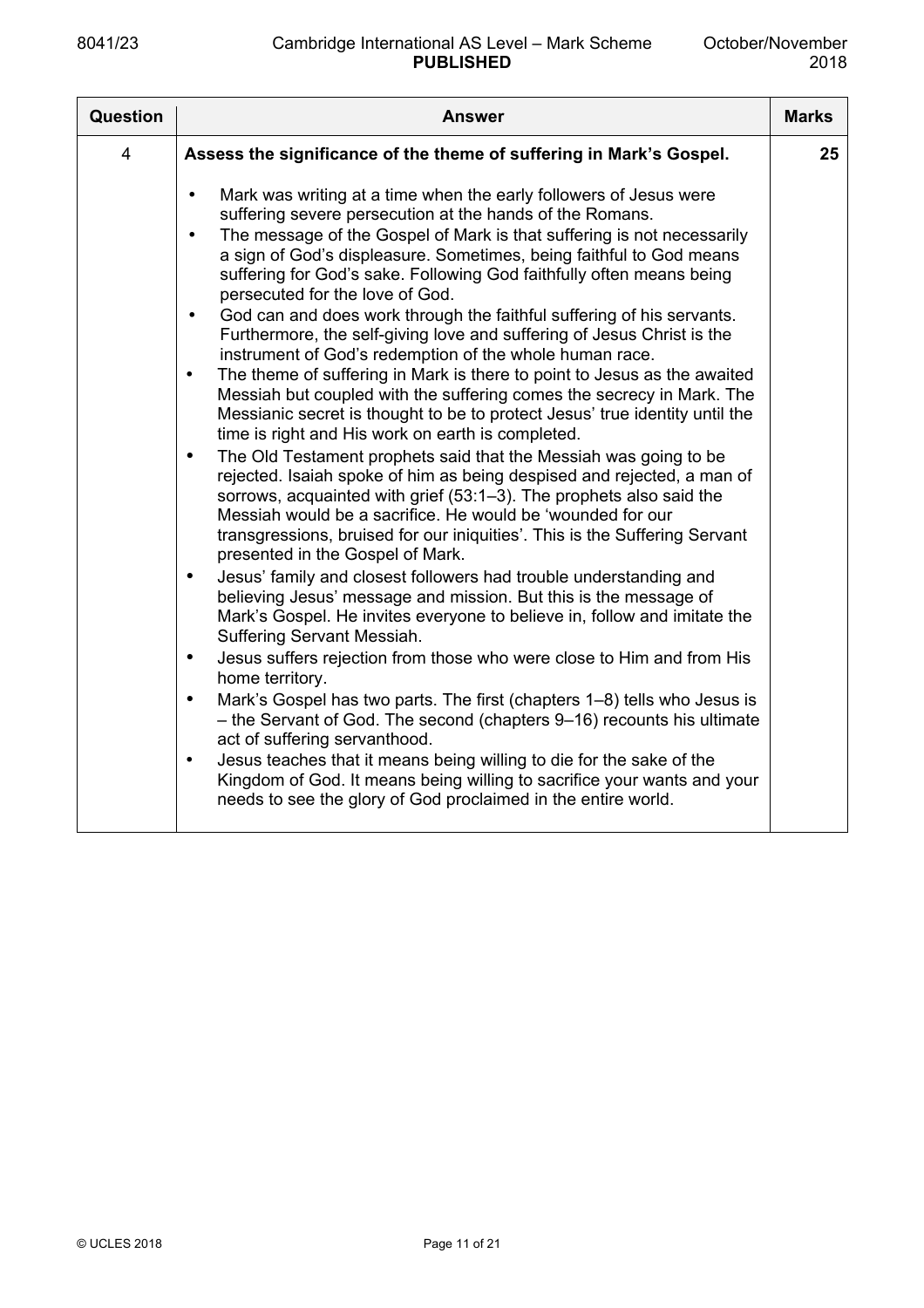| Question | Answer | Marks |
|---|---|---|
| 4 | **Assess the significance of the theme of suffering in Mark's Gospel.**<br><br>• Mark was writing at a time when the early followers of Jesus were suffering severe persecution at the hands of the Romans.<br>• The message of the Gospel of Mark is that suffering is not necessarily a sign of God's displeasure. Sometimes, being faithful to God means suffering for God's sake. Following God faithfully often means being persecuted for the love of God.<br>• God can and does work through the faithful suffering of his servants. Furthermore, the self-giving love and suffering of Jesus Christ is the instrument of God's redemption of the whole human race.<br>• The theme of suffering in Mark is there to point to Jesus as the awaited Messiah but coupled with the suffering comes the secrecy in Mark. The Messianic secret is thought to be to protect Jesus' true identity until the time is right and His work on earth is completed.<br>• The Old Testament prophets said that the Messiah was going to be rejected. Isaiah spoke of him as being despised and rejected, a man of sorrows, acquainted with grief (53:1–3). The prophets also said the Messiah would be a sacrifice. He would be 'wounded for our transgressions, bruised for our iniquities'. This is the Suffering Servant presented in the Gospel of Mark.<br>• Jesus' family and closest followers had trouble understanding and believing Jesus' message and mission. But this is the message of Mark's Gospel. He invites everyone to believe in, follow and imitate the Suffering Servant Messiah.<br>• Jesus suffers rejection from those who were close to Him and from His home territory.<br>• Mark's Gospel has two parts. The first (chapters 1–8) tells who Jesus is – the Servant of God. The second (chapters 9–16) recounts his ultimate act of suffering servanthood.<br>• Jesus teaches that it means being willing to die for the sake of the Kingdom of God. It means being willing to sacrifice your wants and your needs to see the glory of God proclaimed in the entire world. | 25 |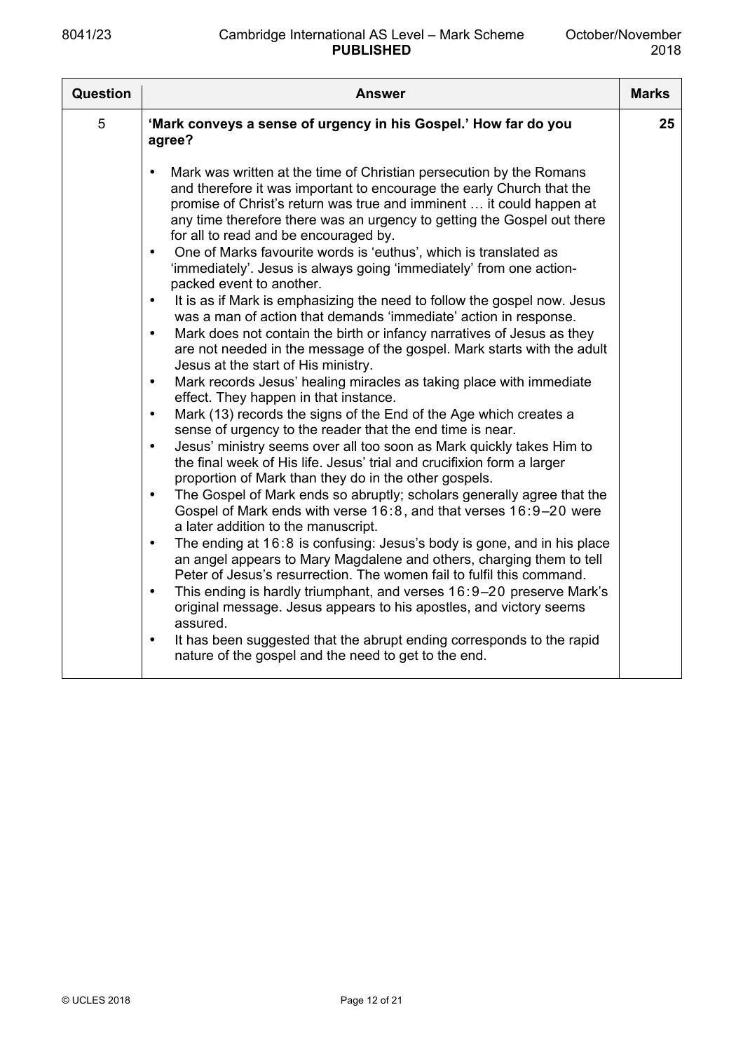| Question | Answer | Marks |
|---|---|---|
| 5 | **'Mark conveys a sense of urgency in his Gospel.' How far do you agree?**<br><br>• Mark was written at the time of Christian persecution by the Romans and therefore it was important to encourage the early Church that the promise of Christ's return was true and imminent … it could happen at any time therefore there was an urgency to getting the Gospel out there for all to read and be encouraged by.<br>• One of Marks favourite words is 'euthus', which is translated as 'immediately'. Jesus is always going 'immediately' from one action-packed event to another.<br>• It is as if Mark is emphasizing the need to follow the gospel now. Jesus was a man of action that demands 'immediate' action in response.<br>• Mark does not contain the birth or infancy narratives of Jesus as they are not needed in the message of the gospel. Mark starts with the adult Jesus at the start of His ministry.<br>• Mark records Jesus' healing miracles as taking place with immediate effect. They happen in that instance.<br>• Mark (13) records the signs of the End of the Age which creates a sense of urgency to the reader that the end time is near.<br>• Jesus' ministry seems over all too soon as Mark quickly takes Him to the final week of His life. Jesus' trial and crucifixion form a larger proportion of Mark than they do in the other gospels.<br>• The Gospel of Mark ends so abruptly; scholars generally agree that the Gospel of Mark ends with verse 16:8, and that verses 16:9–20 were a later addition to the manuscript.<br>• The ending at 16:8 is confusing: Jesus's body is gone, and in his place an angel appears to Mary Magdalene and others, charging them to tell Peter of Jesus's resurrection. The women fail to fulfil this command.<br>• This ending is hardly triumphant, and verses 16:9–20 preserve Mark's original message. Jesus appears to his apostles, and victory seems assured.<br>• It has been suggested that the abrupt ending corresponds to the rapid nature of the gospel and the need to get to the end. | 25 |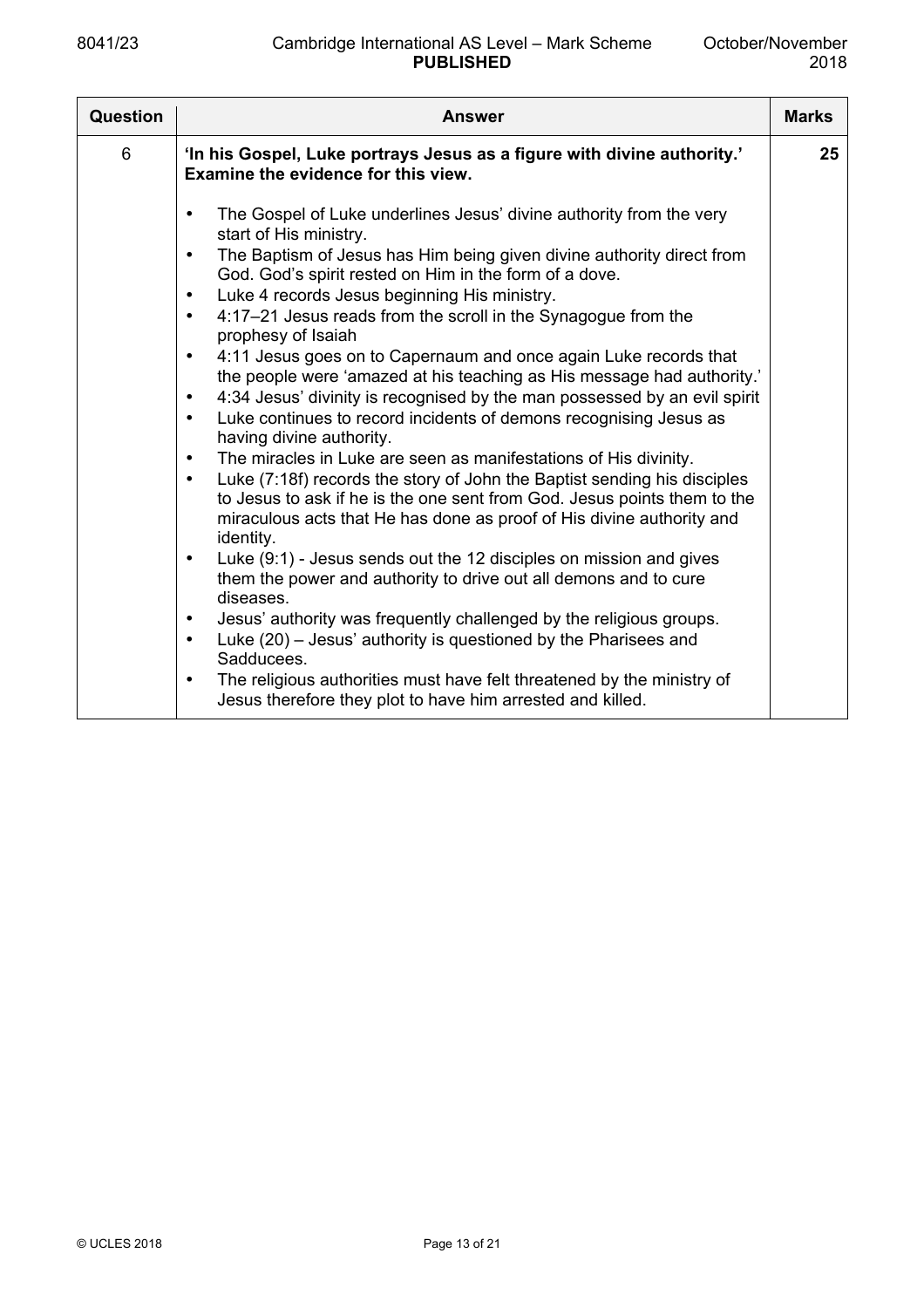| Question | Answer | Marks |
|---|---|---|
| 6 | **'In his Gospel, Luke portrays Jesus as a figure with divine authority.' Examine the evidence for this view.**<br><br>• The Gospel of Luke underlines Jesus' divine authority from the very start of His ministry.<br>• The Baptism of Jesus has Him being given divine authority direct from God. God's spirit rested on Him in the form of a dove.<br>• Luke 4 records Jesus beginning His ministry.<br>• 4:17–21 Jesus reads from the scroll in the Synagogue from the prophesy of Isaiah<br>• 4:11 Jesus goes on to Capernaum and once again Luke records that the people were 'amazed at his teaching as His message had authority.'<br>• 4:34 Jesus' divinity is recognised by the man possessed by an evil spirit<br>• Luke continues to record incidents of demons recognising Jesus as having divine authority.<br>• The miracles in Luke are seen as manifestations of His divinity.<br>• Luke (7:18f) records the story of John the Baptist sending his disciples to Jesus to ask if he is the one sent from God. Jesus points them to the miraculous acts that He has done as proof of His divine authority and identity.<br>• Luke (9:1) - Jesus sends out the 12 disciples on mission and gives them the power and authority to drive out all demons and to cure diseases.<br>• Jesus' authority was frequently challenged by the religious groups.<br>• Luke (20) – Jesus' authority is questioned by the Pharisees and Sadducees.<br>• The religious authorities must have felt threatened by the ministry of Jesus therefore they plot to have him arrested and killed. | 25 |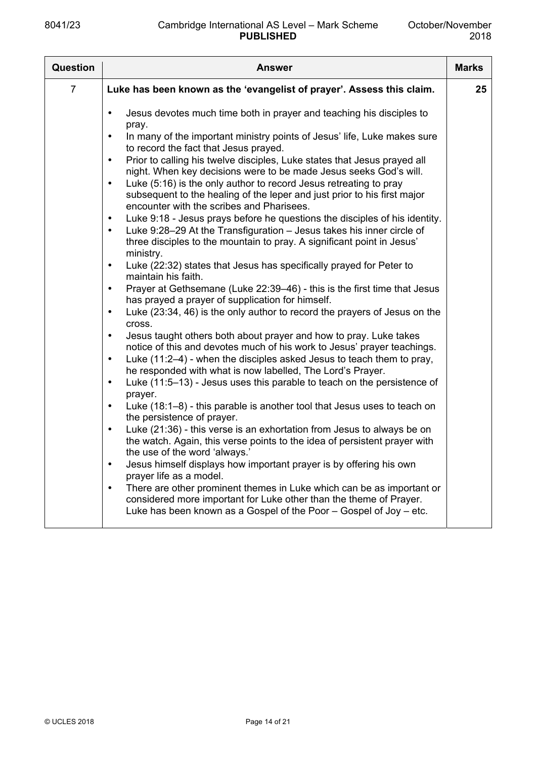| Question | Answer | Marks |
|---|---|---|
| 7 | **Luke has been known as the 'evangelist of prayer'. Assess this claim.**<br><br>• Jesus devotes much time both in prayer and teaching his disciples to pray.<br>• In many of the important ministry points of Jesus' life, Luke makes sure to record the fact that Jesus prayed.<br>• Prior to calling his twelve disciples, Luke states that Jesus prayed all night. When key decisions were to be made Jesus seeks God's will.<br>• Luke (5:16) is the only author to record Jesus retreating to pray subsequent to the healing of the leper and just prior to his first major encounter with the scribes and Pharisees.<br>• Luke 9:18 - Jesus prays before he questions the disciples of his identity.<br>• Luke 9:28–29 At the Transfiguration – Jesus takes his inner circle of three disciples to the mountain to pray. A significant point in Jesus' ministry.<br>• Luke (22:32) states that Jesus has specifically prayed for Peter to maintain his faith.<br>• Prayer at Gethsemane (Luke 22:39–46) - this is the first time that Jesus has prayed a prayer of supplication for himself.<br>• Luke (23:34, 46) is the only author to record the prayers of Jesus on the cross.<br>• Jesus taught others both about prayer and how to pray. Luke takes notice of this and devotes much of his work to Jesus' prayer teachings.<br>• Luke (11:2–4) - when the disciples asked Jesus to teach them to pray, he responded with what is now labelled, The Lord's Prayer.<br>• Luke (11:5–13) - Jesus uses this parable to teach on the persistence of prayer.<br>• Luke (18:1–8) - this parable is another tool that Jesus uses to teach on the persistence of prayer.<br>• Luke (21:36) - this verse is an exhortation from Jesus to always be on the watch. Again, this verse points to the idea of persistent prayer with the use of the word 'always.'<br>• Jesus himself displays how important prayer is by offering his own prayer life as a model.<br>• There are other prominent themes in Luke which can be as important or considered more important for Luke other than the theme of Prayer. Luke has been known as a Gospel of the Poor – Gospel of Joy – etc. | 25 |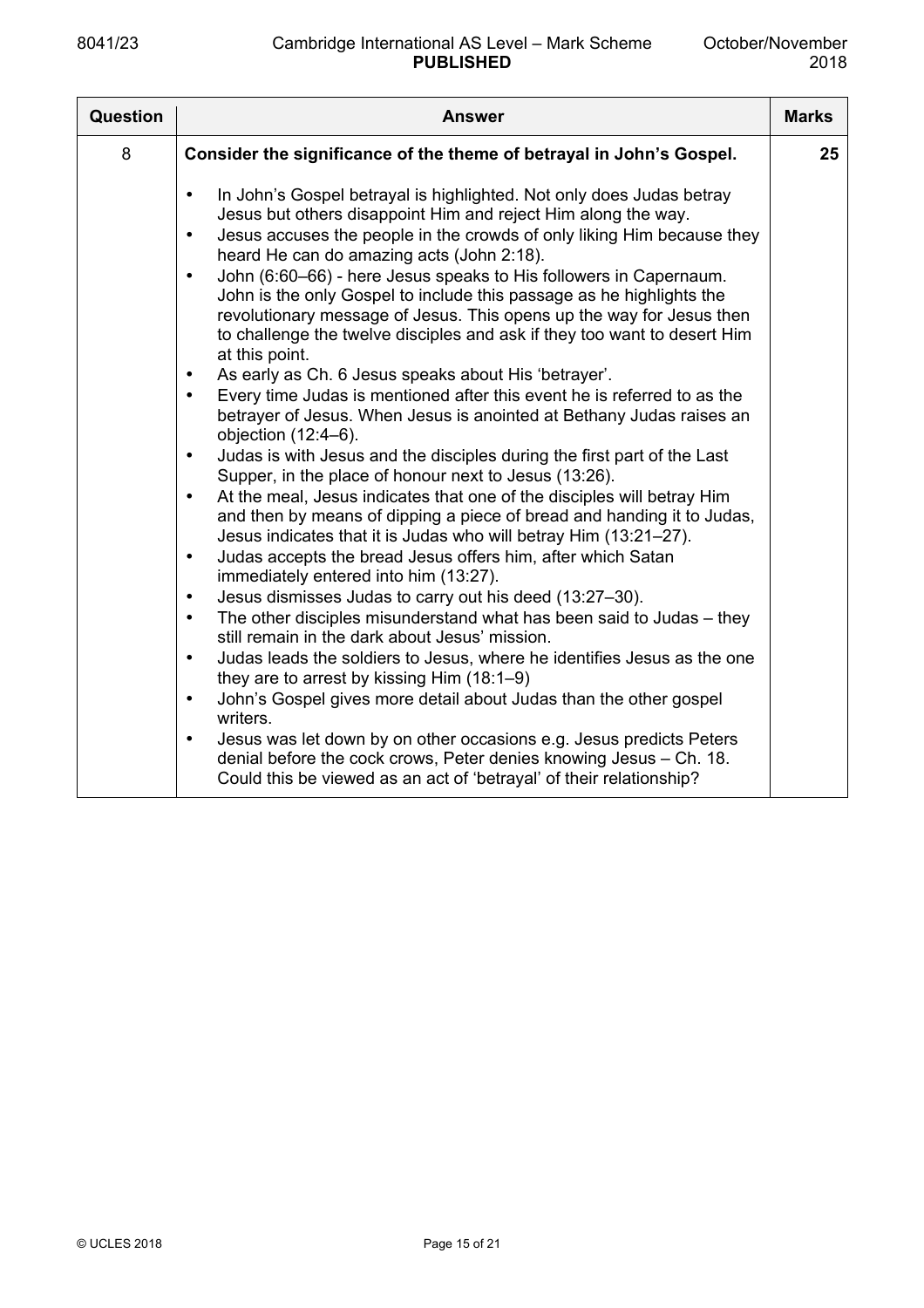| Question | Answer | Marks |
|---|---|---|
| 8 | **Consider the significance of the theme of betrayal in John's Gospel.**<br><br>• In John's Gospel betrayal is highlighted. Not only does Judas betray Jesus but others disappoint Him and reject Him along the way.<br>• Jesus accuses the people in the crowds of only liking Him because they heard He can do amazing acts (John 2:18).<br>• John (6:60–66) - here Jesus speaks to His followers in Capernaum. John is the only Gospel to include this passage as he highlights the revolutionary message of Jesus. This opens up the way for Jesus then to challenge the twelve disciples and ask if they too want to desert Him at this point.<br>• As early as Ch. 6 Jesus speaks about His 'betrayer'.<br>• Every time Judas is mentioned after this event he is referred to as the betrayer of Jesus. When Jesus is anointed at Bethany Judas raises an objection (12:4–6).<br>• Judas is with Jesus and the disciples during the first part of the Last Supper, in the place of honour next to Jesus (13:26).<br>• At the meal, Jesus indicates that one of the disciples will betray Him and then by means of dipping a piece of bread and handing it to Judas, Jesus indicates that it is Judas who will betray Him (13:21–27).<br>• Judas accepts the bread Jesus offers him, after which Satan immediately entered into him (13:27).<br>• Jesus dismisses Judas to carry out his deed (13:27–30).<br>• The other disciples misunderstand what has been said to Judas – they still remain in the dark about Jesus' mission.<br>• Judas leads the soldiers to Jesus, where he identifies Jesus as the one they are to arrest by kissing Him (18:1–9)<br>• John's Gospel gives more detail about Judas than the other gospel writers.<br>• Jesus was let down by on other occasions e.g. Jesus predicts Peters denial before the cock crows, Peter denies knowing Jesus – Ch. 18. Could this be viewed as an act of 'betrayal' of their relationship? | 25 |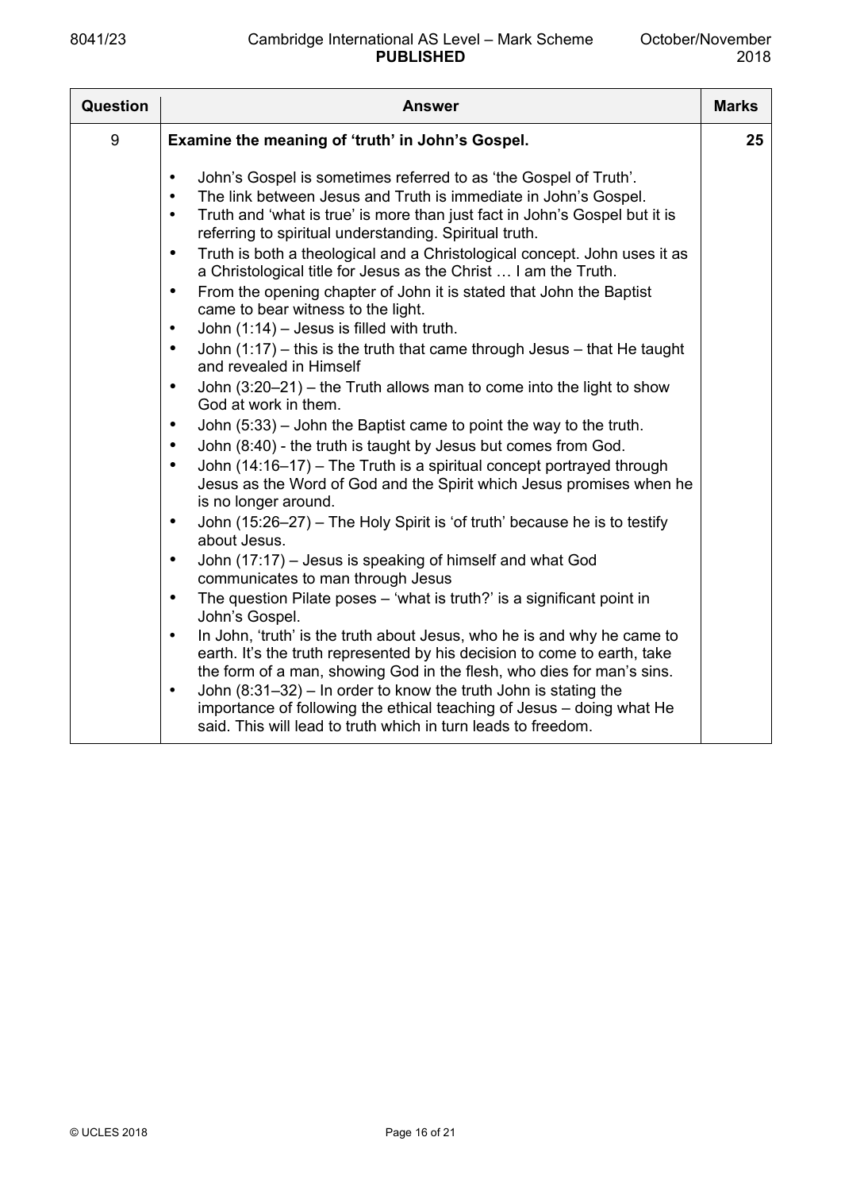| Question | Answer | Marks |
|---|---|---|
| 9 | **Examine the meaning of 'truth' in John's Gospel.**<br><br>• John's Gospel is sometimes referred to as 'the Gospel of Truth'.<br>• The link between Jesus and Truth is immediate in John's Gospel.<br>• Truth and 'what is true' is more than just fact in John's Gospel but it is referring to spiritual understanding. Spiritual truth.<br>• Truth is both a theological and a Christological concept. John uses it as a Christological title for Jesus as the Christ … I am the Truth.<br>• From the opening chapter of John it is stated that John the Baptist came to bear witness to the light.<br>• John (1:14) – Jesus is filled with truth.<br>• John (1:17) – this is the truth that came through Jesus – that He taught and revealed in Himself<br>• John (3:20–21) – the Truth allows man to come into the light to show God at work in them.<br>• John (5:33) – John the Baptist came to point the way to the truth.<br>• John (8:40) - the truth is taught by Jesus but comes from God.<br>• John (14:16–17) – The Truth is a spiritual concept portrayed through Jesus as the Word of God and the Spirit which Jesus promises when he is no longer around.<br>• John (15:26–27) – The Holy Spirit is 'of truth' because he is to testify about Jesus.<br>• John (17:17) – Jesus is speaking of himself and what God communicates to man through Jesus<br>• The question Pilate poses – 'what is truth?' is a significant point in John's Gospel.<br>• In John, 'truth' is the truth about Jesus, who he is and why he came to earth. It's the truth represented by his decision to come to earth, take the form of a man, showing God in the flesh, who dies for man's sins.<br>• John (8:31–32) – In order to know the truth John is stating the importance of following the ethical teaching of Jesus – doing what He said. This will lead to truth which in turn leads to freedom. | 25 |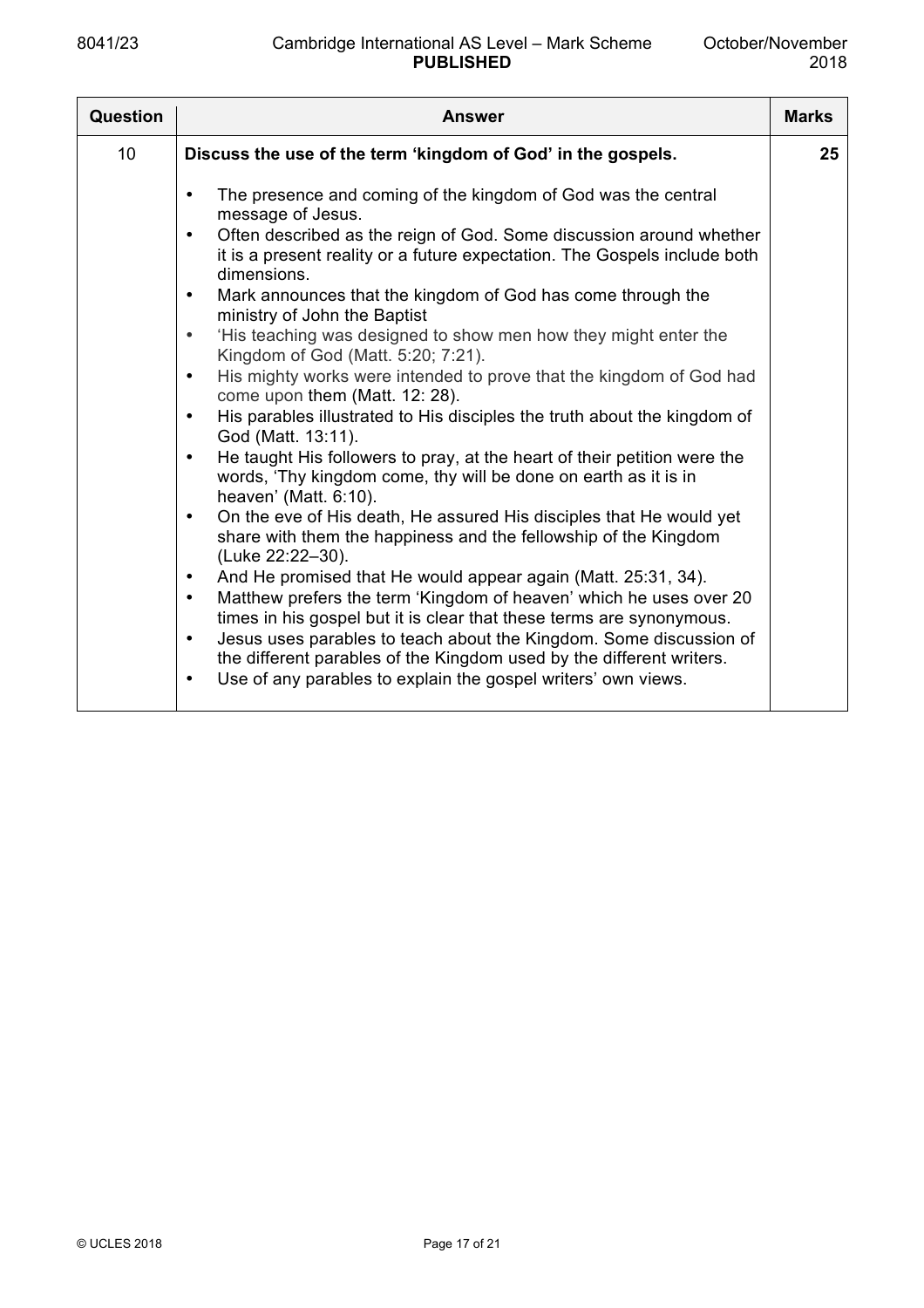| Question | Answer | Marks |
|---|---|---|
| 10 | **Discuss the use of the term 'kingdom of God' in the gospels.**<br><br>• The presence and coming of the kingdom of God was the central message of Jesus.<br>• Often described as the reign of God. Some discussion around whether it is a present reality or a future expectation. The Gospels include both dimensions.<br>• Mark announces that the kingdom of God has come through the ministry of John the Baptist<br>• 'His teaching was designed to show men how they might enter the Kingdom of God (Matt. 5:20; 7:21).<br>• His mighty works were intended to prove that the kingdom of God had come upon them (Matt. 12: 28).<br>• His parables illustrated to His disciples the truth about the kingdom of God (Matt. 13:11).<br>• He taught His followers to pray, at the heart of their petition were the words, 'Thy kingdom come, thy will be done on earth as it is in heaven' (Matt. 6:10).<br>• On the eve of His death, He assured His disciples that He would yet share with them the happiness and the fellowship of the Kingdom (Luke 22:22–30).<br>• And He promised that He would appear again (Matt. 25:31, 34).<br>• Matthew prefers the term 'Kingdom of heaven' which he uses over 20 times in his gospel but it is clear that these terms are synonymous.<br>• Jesus uses parables to teach about the Kingdom. Some discussion of the different parables of the Kingdom used by the different writers.<br>• Use of any parables to explain the gospel writers' own views. | 25 |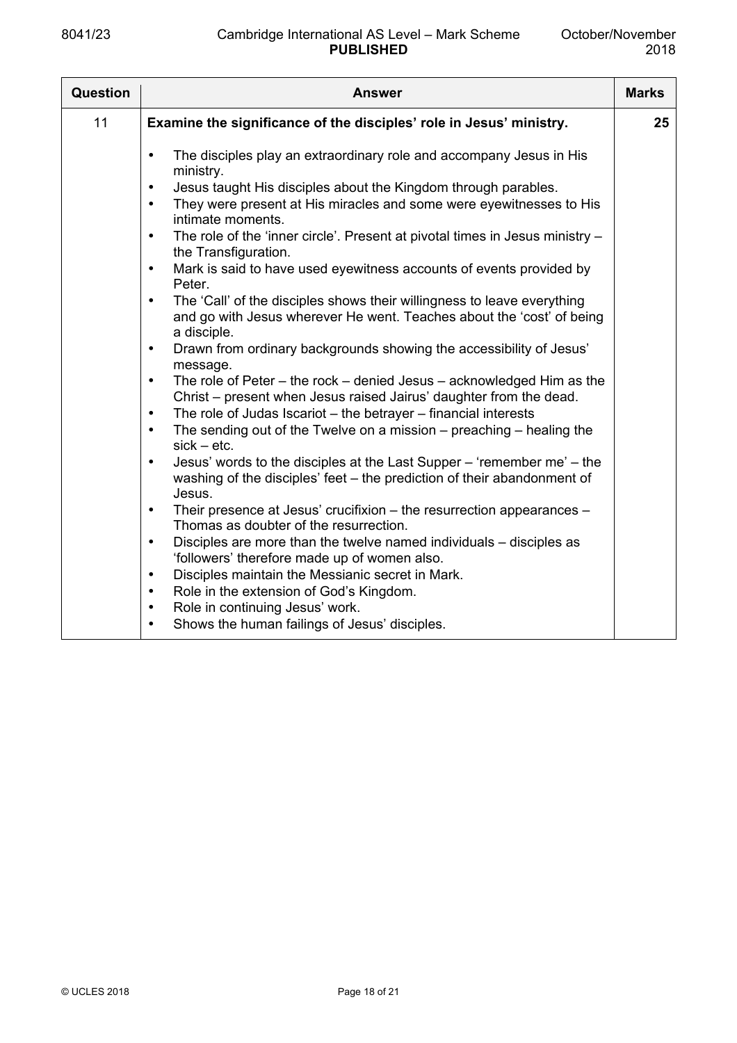| Question | Answer | Marks |
|---|---|---|
| 11 | **Examine the significance of the disciples' role in Jesus' ministry.**<br><br>• The disciples play an extraordinary role and accompany Jesus in His ministry.<br>• Jesus taught His disciples about the Kingdom through parables.<br>• They were present at His miracles and some were eyewitnesses to His intimate moments.<br>• The role of the 'inner circle'. Present at pivotal times in Jesus ministry – the Transfiguration.<br>• Mark is said to have used eyewitness accounts of events provided by Peter.<br>• The 'Call' of the disciples shows their willingness to leave everything and go with Jesus wherever He went. Teaches about the 'cost' of being a disciple.<br>• Drawn from ordinary backgrounds showing the accessibility of Jesus' message.<br>• The role of Peter – the rock – denied Jesus – acknowledged Him as the Christ – present when Jesus raised Jairus' daughter from the dead.<br>• The role of Judas Iscariot – the betrayer – financial interests<br>• The sending out of the Twelve on a mission – preaching – healing the sick – etc.<br>• Jesus' words to the disciples at the Last Supper – 'remember me' – the washing of the disciples' feet – the prediction of their abandonment of Jesus.<br>• Their presence at Jesus' crucifixion – the resurrection appearances – Thomas as doubter of the resurrection.<br>• Disciples are more than the twelve named individuals – disciples as 'followers' therefore made up of women also.<br>• Disciples maintain the Messianic secret in Mark.<br>• Role in the extension of God's Kingdom.<br>• Role in continuing Jesus' work.<br>• Shows the human failings of Jesus' disciples. | 25 |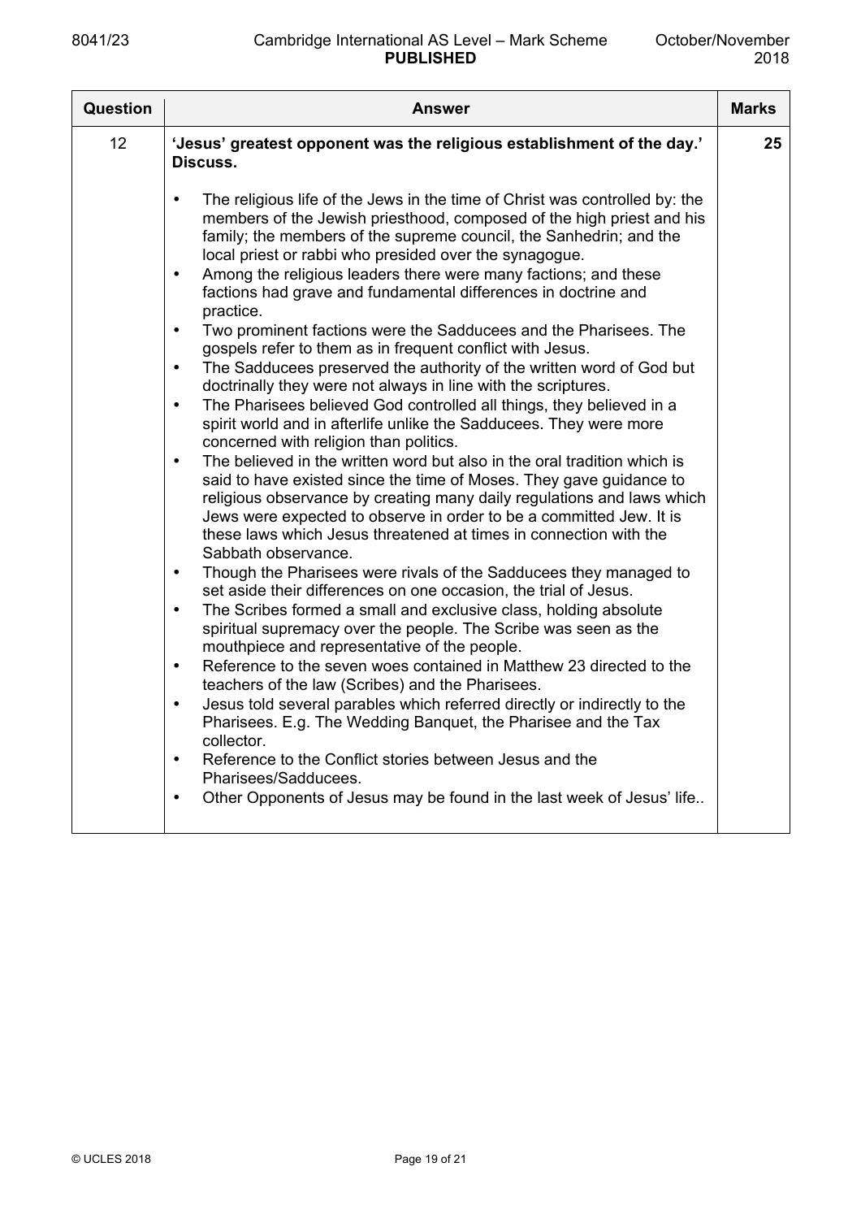| Question | Answer | Marks |
|---|---|---|
| 12 | **'Jesus' greatest opponent was the religious establishment of the day.' Discuss.**<br><br>• The religious life of the Jews in the time of Christ was controlled by: the members of the Jewish priesthood, composed of the high priest and his family; the members of the supreme council, the Sanhedrin; and the local priest or rabbi who presided over the synagogue.<br>• Among the religious leaders there were many factions; and these factions had grave and fundamental differences in doctrine and practice.<br>• Two prominent factions were the Sadducees and the Pharisees. The gospels refer to them as in frequent conflict with Jesus.<br>• The Sadducees preserved the authority of the written word of God but doctrinally they were not always in line with the scriptures.<br>• The Pharisees believed God controlled all things, they believed in a spirit world and in afterlife unlike the Sadducees. They were more concerned with religion than politics.<br>• The believed in the written word but also in the oral tradition which is said to have existed since the time of Moses. They gave guidance to religious observance by creating many daily regulations and laws which Jews were expected to observe in order to be a committed Jew. It is these laws which Jesus threatened at times in connection with the Sabbath observance.<br>• Though the Pharisees were rivals of the Sadducees they managed to set aside their differences on one occasion, the trial of Jesus.<br>• The Scribes formed a small and exclusive class, holding absolute spiritual supremacy over the people. The Scribe was seen as the mouthpiece and representative of the people.<br>• Reference to the seven woes contained in Matthew 23 directed to the teachers of the law (Scribes) and the Pharisees.<br>• Jesus told several parables which referred directly or indirectly to the Pharisees. E.g. The Wedding Banquet, the Pharisee and the Tax collector.<br>• Reference to the Conflict stories between Jesus and the Pharisees/Sadducees.<br>• Other Opponents of Jesus may be found in the last week of Jesus' life.. | 25 |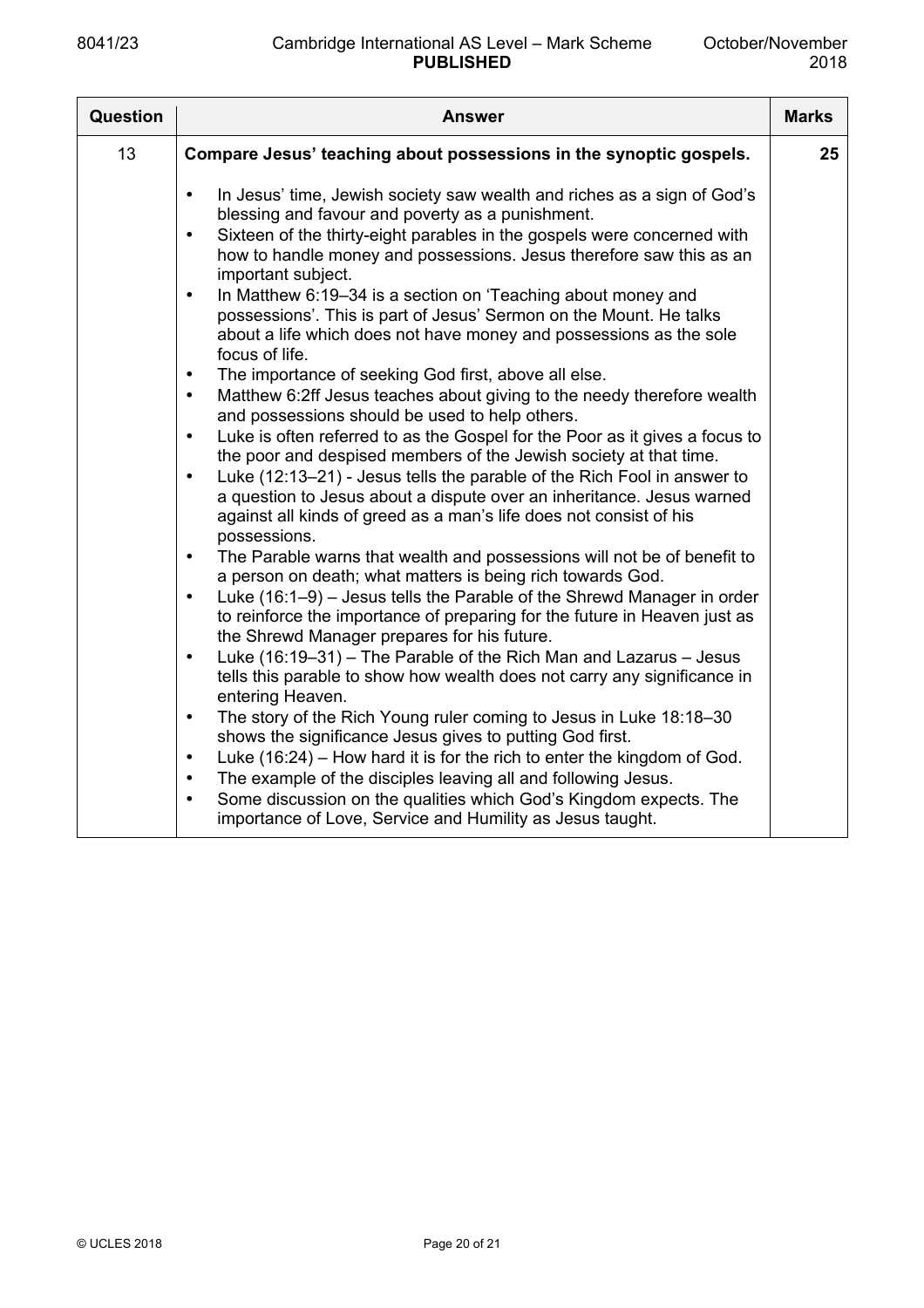| Question | Answer | Marks |
|---|---|---|
| 13 | **Compare Jesus' teaching about possessions in the synoptic gospels.**<br><br>• In Jesus' time, Jewish society saw wealth and riches as a sign of God's blessing and favour and poverty as a punishment.<br>• Sixteen of the thirty-eight parables in the gospels were concerned with how to handle money and possessions. Jesus therefore saw this as an important subject.<br>• In Matthew 6:19–34 is a section on 'Teaching about money and possessions'. This is part of Jesus' Sermon on the Mount. He talks about a life which does not have money and possessions as the sole focus of life.<br>• The importance of seeking God first, above all else.<br>• Matthew 6:2ff Jesus teaches about giving to the needy therefore wealth and possessions should be used to help others.<br>• Luke is often referred to as the Gospel for the Poor as it gives a focus to the poor and despised members of the Jewish society at that time.<br>• Luke (12:13–21) - Jesus tells the parable of the Rich Fool in answer to a question to Jesus about a dispute over an inheritance. Jesus warned against all kinds of greed as a man's life does not consist of his possessions.<br>• The Parable warns that wealth and possessions will not be of benefit to a person on death; what matters is being rich towards God.<br>• Luke (16:1–9) – Jesus tells the Parable of the Shrewd Manager in order to reinforce the importance of preparing for the future in Heaven just as the Shrewd Manager prepares for his future.<br>• Luke (16:19–31) – The Parable of the Rich Man and Lazarus – Jesus tells this parable to show how wealth does not carry any significance in entering Heaven.<br>• The story of the Rich Young ruler coming to Jesus in Luke 18:18–30 shows the significance Jesus gives to putting God first.<br>• Luke (16:24) – How hard it is for the rich to enter the kingdom of God.<br>• The example of the disciples leaving all and following Jesus.<br>• Some discussion on the qualities which God's Kingdom expects. The importance of Love, Service and Humility as Jesus taught. | 25 |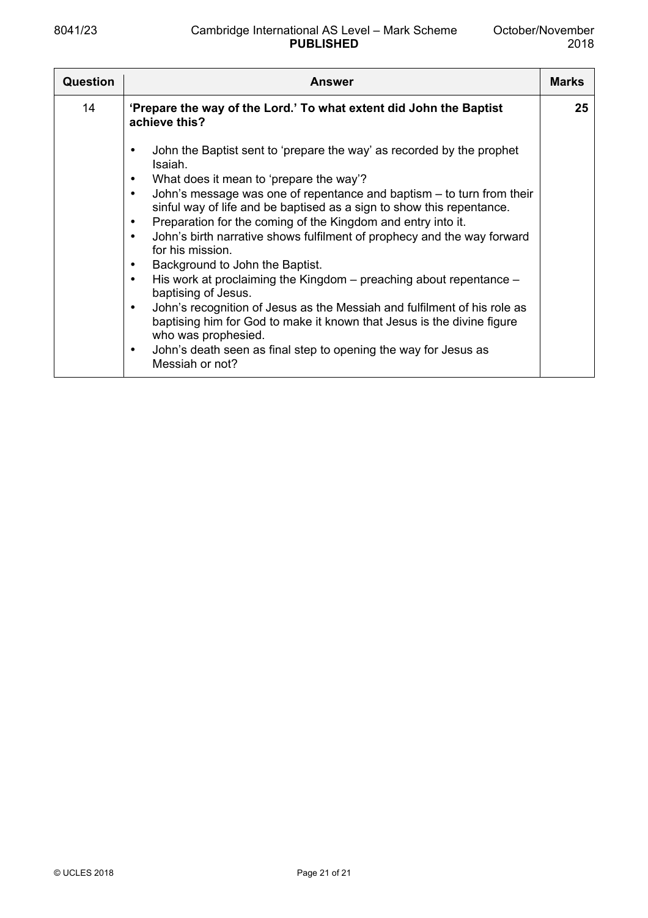| Question | Answer | Marks |
|---|---|---|
| 14 | **'Prepare the way of the Lord.' To what extent did John the Baptist achieve this?**<br><br>• John the Baptist sent to 'prepare the way' as recorded by the prophet Isaiah.<br>• What does it mean to 'prepare the way'?<br>• John's message was one of repentance and baptism – to turn from their sinful way of life and be baptised as a sign to show this repentance.<br>• Preparation for the coming of the Kingdom and entry into it.<br>• John's birth narrative shows fulfilment of prophecy and the way forward for his mission.<br>• Background to John the Baptist.<br>• His work at proclaiming the Kingdom – preaching about repentance – baptising of Jesus.<br>• John's recognition of Jesus as the Messiah and fulfilment of his role as baptising him for God to make it known that Jesus is the divine figure who was prophesied.<br>• John's death seen as final step to opening the way for Jesus as Messiah or not? | 25 |